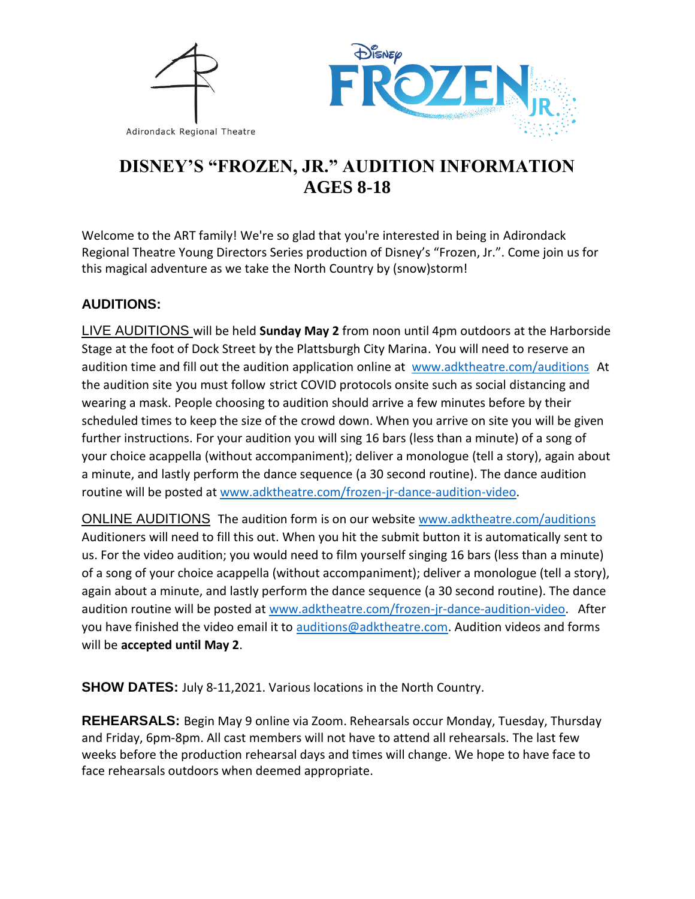Adirondack Regional Theatre

# DISNEY'S "FROZEN, JR." AUDITION INFORMATION AGES 8-18

Welcome to the ART family! We're so glad that you're interested in being in Adirondack Regional Theatre Young Directors Series production of Disney's "Frozen, Jr.". Come join us for this magical adventure as we take the North Country by (snow)storm!

### AUDITIONS:

LIVE AUDITIONS will be held **Sunday May 2** from noon until 4pm outdoors at the Harborside Stage at the foot of Dock Street by the Plattsburgh City Marina. You will need to reserve an audition time and fill out the audition application online at www.adktheatre.com/auditions At the audition site you must follow strict COVID protocols onsite such as social distancing and wearing a mask. People choosing to audition should arrive a few minutes before by their scheduled times to keep the size of the crowd down. When you arrive on site you will be given further instructions. For your audition you will sing 16 bars (less than a minute) of a song of your choice acappella (without accompaniment); deliver a monologue (tell a story), again about a minute, and lastly perform the dance sequence (a 30 second routine). The dance audition routine will be posted at www.adktheatre.com/frozen-jr-dance-audition-video.

ONLINE AUDITIONS The audition form is on our website www.adktheatre.com/auditions Auditioners will need to fill this out. When you hit the submit button it is automatically sent to us. For the video audition; you would need to film yourself singing 16 bars (less than a minute) of a song of your choice acappella (without accompaniment); deliver a monologue (tell a story), again about a minute, and lastly perform the dance sequence (a 30 second routine). The dance audition routine will be posted at www.adktheatre.com/frozen-jr-dance-audition-video. After you have finished the video email it to auditions@adktheatre.com. Audition videos and forms will be **accepted until May 2**.

**SHOW DATES:** July 8-11,2021. Various locations in the North Country.

**REHEARSALS:** Begin May 9 online via Zoom. Rehearsals occur Monday, Tuesday, Thursday and Friday, 6pm-8pm. All cast members will not have to attend all rehearsals. The last few weeks before the production rehearsal days and times will change. We hope to have face to face rehearsals outdoors when deemed appropriate.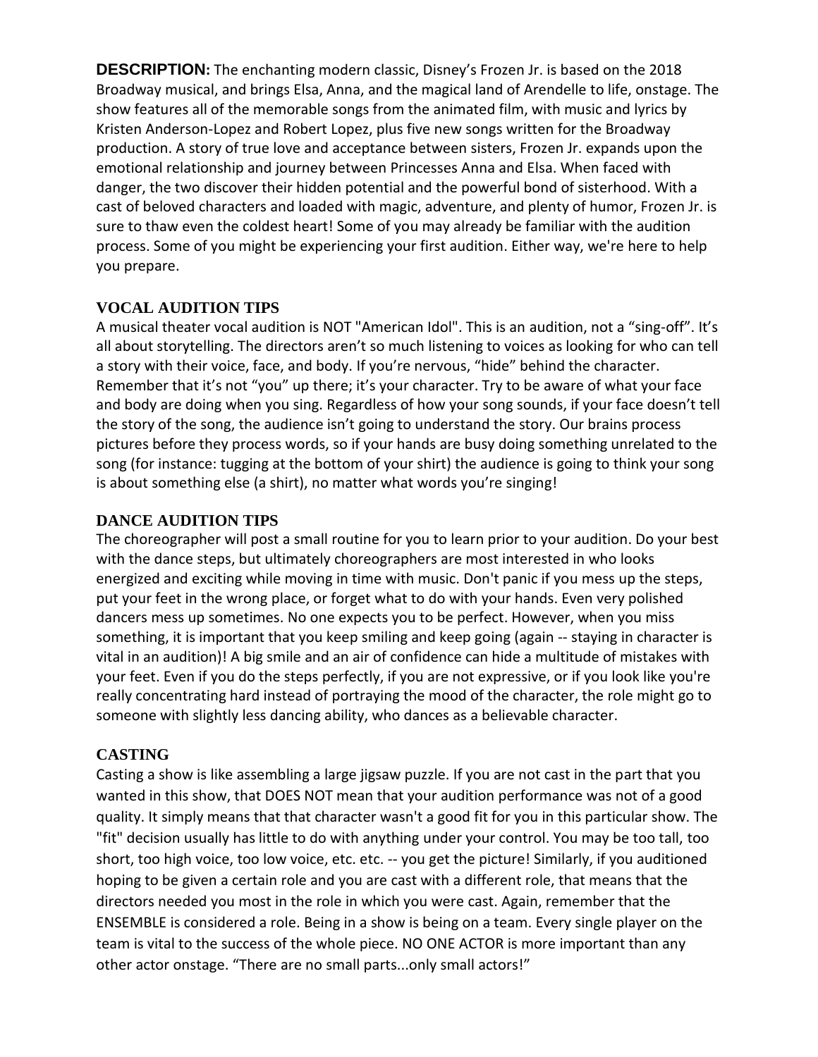**DESCRIPTION:** The enchanting modern classic, Disney's Frozen Jr. is based on the 2018 Broadway musical, and brings Elsa, Anna, and the magical land of Arendelle to life, onstage. The show features all of the memorable songs from the animated film, with music and lyrics by Kristen Anderson-Lopez and Robert Lopez, plus five new songs written for the Broadway production. A story of true love and acceptance between sisters, Frozen Jr. expands upon the emotional relationship and journey between Princesses Anna and Elsa. When faced with danger, the two discover their hidden potential and the powerful bond of sisterhood. With a cast of beloved characters and loaded with magic, adventure, and plenty of humor, Frozen Jr. is sure to thaw even the coldest heart! Some of you may already be familiar with the audition process. Some of you might be experiencing your first audition. Either way, we're here to help you prepare.

## VOCAL AUDITION TIPS

A musical theater vocal audition is NOT "American Idol". This is an audition, not a "sing-off". It's all about storytelling. The directors aren't so much listening to voices as looking for who can tell a story with their voice, face, and body. If you're nervous, "hide" behind the character. Remember that it's not "you" up there; it's your character. Try to be aware of what your face and body are doing when you sing. Regardless of how your song sounds, if your face doesn't tell the story of the song, the audience isn't going to understand the story. Our brains process pictures before they process words, so if your hands are busy doing something unrelated to the song (for instance: tugging at the bottom of your shirt) the audience is going to think your song is about something else (a shirt), no matter what words you're singing!

## DANCE AUDITION TIPS

The choreographer will post a small routine for you to learn prior to your audition. Do your best with the dance steps, but ultimately choreographers are most interested in who looks energized and exciting while moving in time with music. Don't panic if you mess up the steps, put your feet in the wrong place, or forget what to do with your hands. Even very polished dancers mess up sometimes. No one expects you to be perfect. However, when you miss something, it is important that you keep smiling and keep going (again -- staying in character is vital in an audition)! A big smile and an air of confidence can hide a multitude of mistakes with your feet. Even if you do the steps perfectly, if you are not expressive, or if you look like you're really concentrating hard instead of portraying the mood of the character, the role might go to someone with slightly less dancing ability, who dances as a believable character.

## CASTING

Casting a show is like assembling a large jigsaw puzzle. If you are not cast in the part that you wanted in this show, that DOES NOT mean that your audition performance was not of a good quality. It simply means that that character wasn't a good fit for you in this particular show. The "fit" decision usually has little to do with anything under your control. You may be too tall, too short, too high voice, too low voice, etc. etc. -- you get the picture! Similarly, if you auditioned hoping to be given a certain role and you are cast with a different role, that means that the directors needed you most in the role in which you were cast. Again, remember that the ENSEMBLE is considered a role. Being in a show is being on a team. Every single player on the team is vital to the success of the whole piece. NO ONE ACTOR is more important than any other actor onstage. "There are no small parts...only small actors!"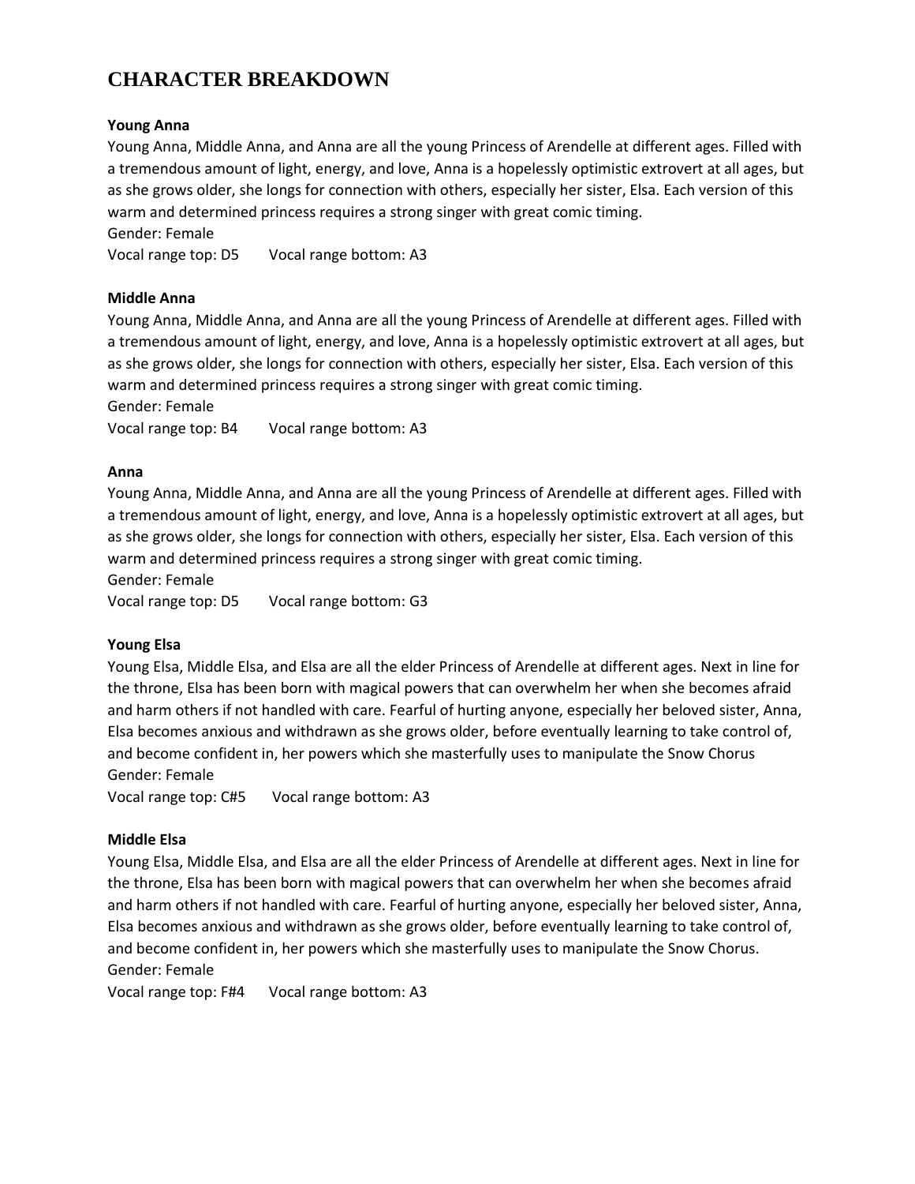# CHARACTER BREAKDOWN

**Young Anna**

Young Anna, Middle Anna, and Anna are all the young Princess of Arendelle at different ages. Filled with a tremendous amount of light, energy, and love, Anna is a hopelessly optimistic extrovert at all ages, but as she grows older, she longs for connection with others, especially her sister, Elsa. Each version of this warm and determined princess requires a strong singer with great comic timing.

Gender: Female

Vocal range top: D5 Vocal range bottom: A3

**Middle Anna**

Young Anna, Middle Anna, and Anna are all the young Princess of Arendelle at different ages. Filled with a tremendous amount of light, energy, and love, Anna is a hopelessly optimistic extrovert at all ages, but as she grows older, she longs for connection with others, especially her sister, Elsa. Each version of this warm and determined princess requires a strong singer with great comic timing.

Gender: Female

Vocal range top: B4 Vocal range bottom: A3

**Anna**

Young Anna, Middle Anna, and Anna are all the young Princess of Arendelle at different ages. Filled with a tremendous amount of light, energy, and love, Anna is a hopelessly optimistic extrovert at all ages, but as she grows older, she longs for connection with others, especially her sister, Elsa. Each version of this warm and determined princess requires a strong singer with great comic timing.

Gender: Female

Vocal range top: D5 Vocal range bottom: G3

**Young Elsa**

Young Elsa, Middle Elsa, and Elsa are all the elder Princess of Arendelle at different ages. Next in line for the throne, Elsa has been born with magical powers that can overwhelm her when she becomes afraid and harm others if not handled with care. Fearful of hurting anyone, especially her beloved sister, Anna, Elsa becomes anxious and withdrawn as she grows older, before eventually learning to take control of, and become confident in, her powers which she masterfully uses to manipulate the Snow Chorus

Gender: Female

Vocal range top: C#5 Vocal range bottom: A3

**Middle Elsa**

Young Elsa, Middle Elsa, and Elsa are all the elder Princess of Arendelle at different ages. Next in line for the throne, Elsa has been born with magical powers that can overwhelm her when she becomes afraid and harm others if not handled with care. Fearful of hurting anyone, especially her beloved sister, Anna, Elsa becomes anxious and withdrawn as she grows older, before eventually learning to take control of, and become confident in, her powers which she masterfully uses to manipulate the Snow Chorus.

Gender: Female

Vocal range top: F#4 Vocal range bottom: A3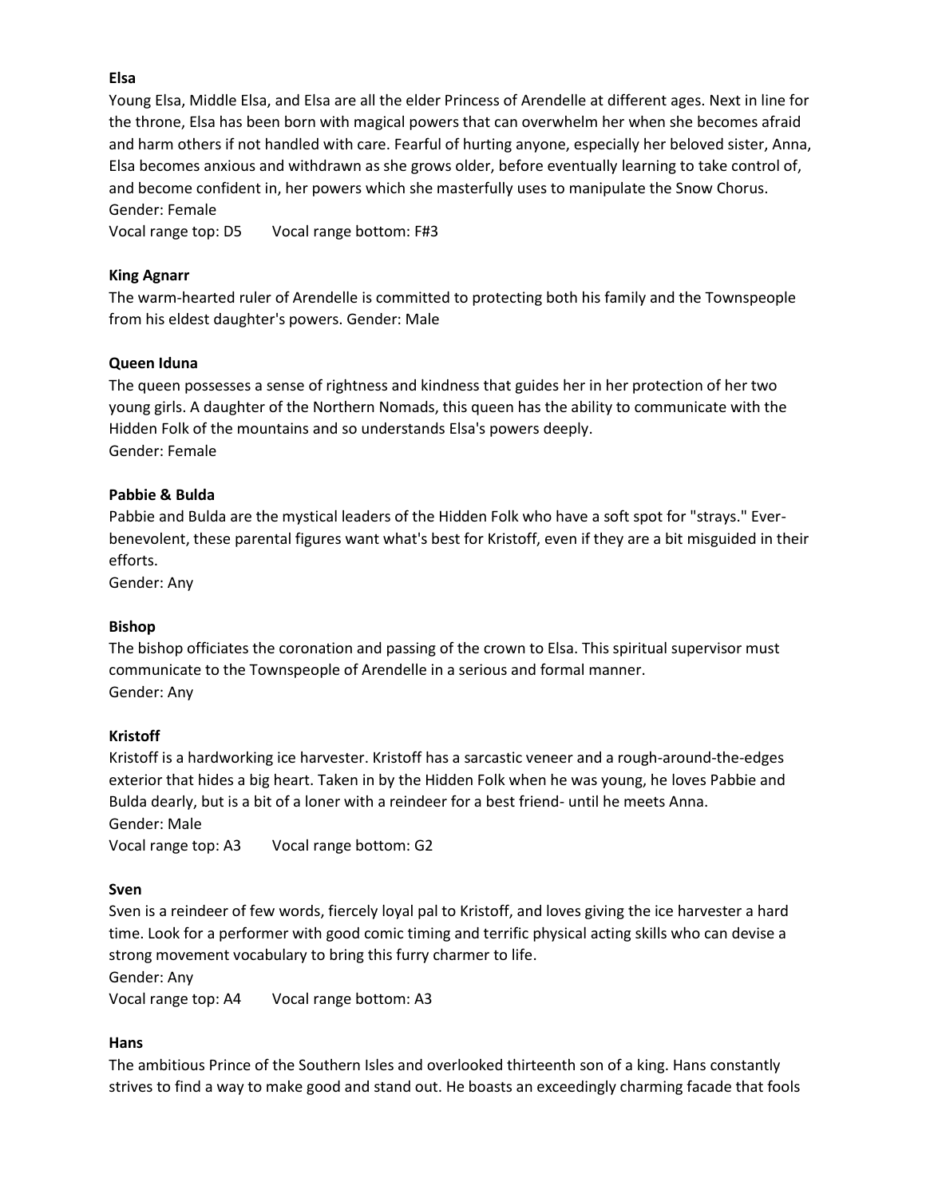**Elsa**

Young Elsa, Middle Elsa, and Elsa are all the elder Princess of Arendelle at different ages. Next in line for the throne, Elsa has been born with magical powers that can overwhelm her when she becomes afraid and harm others if not handled with care. Fearful of hurting anyone, especially her beloved sister, Anna, Elsa becomes anxious and withdrawn as she grows older, before eventually learning to take control of, and become confident in, her powers which she masterfully uses to manipulate the Snow Chorus.
Gender: Female
Vocal range top: D5    Vocal range bottom: F#3

**King Agnarr**

The warm-hearted ruler of Arendelle is committed to protecting both his family and the Townspeople from his eldest daughter's powers. Gender: Male

**Queen Iduna**

The queen possesses a sense of rightness and kindness that guides her in her protection of her two young girls. A daughter of the Northern Nomads, this queen has the ability to communicate with the Hidden Folk of the mountains and so understands Elsa's powers deeply.
Gender: Female

**Pabbie & Bulda**

Pabbie and Bulda are the mystical leaders of the Hidden Folk who have a soft spot for "strays." Ever-benevolent, these parental figures want what's best for Kristoff, even if they are a bit misguided in their efforts.
Gender: Any

**Bishop**

The bishop officiates the coronation and passing of the crown to Elsa. This spiritual supervisor must communicate to the Townspeople of Arendelle in a serious and formal manner.
Gender: Any

**Kristoff**

Kristoff is a hardworking ice harvester. Kristoff has a sarcastic veneer and a rough-around-the-edges exterior that hides a big heart. Taken in by the Hidden Folk when he was young, he loves Pabbie and Bulda dearly, but is a bit of a loner with a reindeer for a best friend- until he meets Anna.
Gender: Male
Vocal range top: A3    Vocal range bottom: G2

**Sven**

Sven is a reindeer of few words, fiercely loyal pal to Kristoff, and loves giving the ice harvester a hard time. Look for a performer with good comic timing and terrific physical acting skills who can devise a strong movement vocabulary to bring this furry charmer to life.
Gender: Any
Vocal range top: A4    Vocal range bottom: A3

**Hans**

The ambitious Prince of the Southern Isles and overlooked thirteenth son of a king. Hans constantly strives to find a way to make good and stand out. He boasts an exceedingly charming facade that fools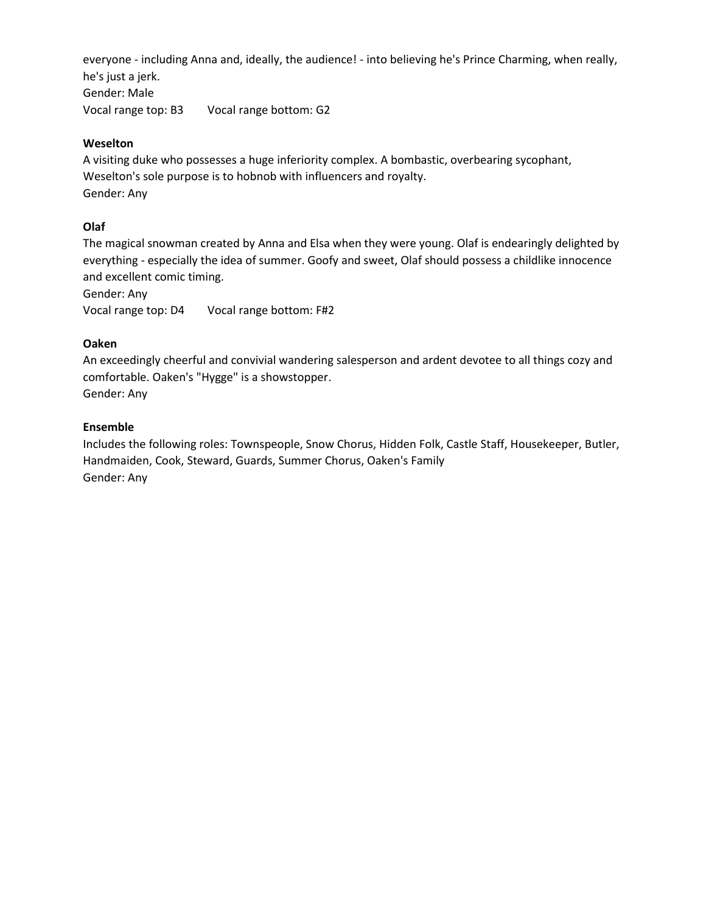everyone - including Anna and, ideally, the audience! - into believing he's Prince Charming, when really, he's just a jerk.
Gender: Male
Vocal range top: B3 Vocal range bottom: G2

**Weselton**
A visiting duke who possesses a huge inferiority complex. A bombastic, overbearing sycophant, Weselton's sole purpose is to hobnob with influencers and royalty.
Gender: Any

**Olaf**
The magical snowman created by Anna and Elsa when they were young. Olaf is endearingly delighted by everything - especially the idea of summer. Goofy and sweet, Olaf should possess a childlike innocence and excellent comic timing.
Gender: Any
Vocal range top: D4 Vocal range bottom: F#2

**Oaken**
An exceedingly cheerful and convivial wandering salesperson and ardent devotee to all things cozy and comfortable. Oaken's "Hygge" is a showstopper.
Gender: Any

**Ensemble**
Includes the following roles: Townspeople, Snow Chorus, Hidden Folk, Castle Staff, Housekeeper, Butler, Handmaiden, Cook, Steward, Guards, Summer Chorus, Oaken's Family
Gender: Any